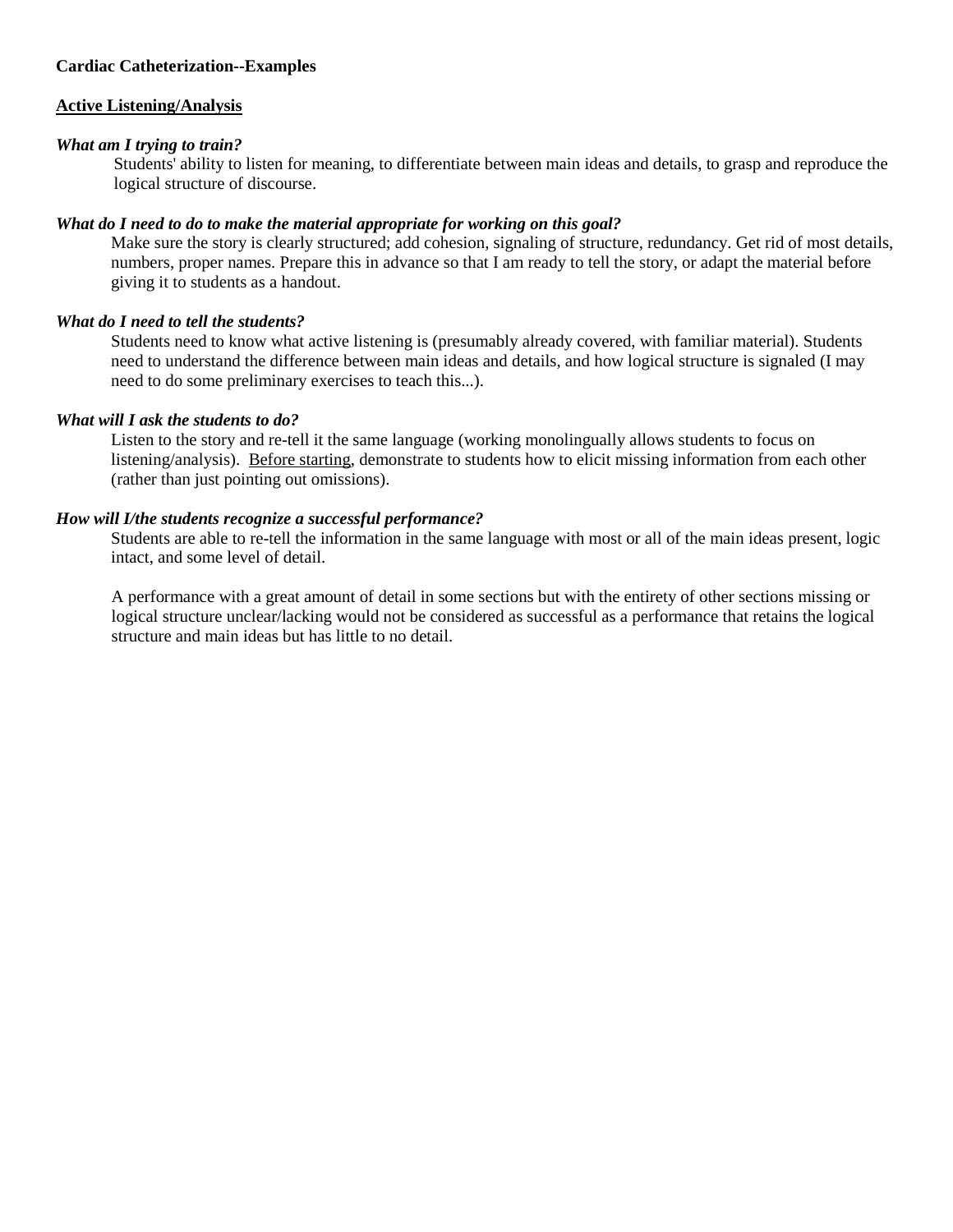**Cardiac Catheterization--Examples**

**<u>Active Listening/Analysis</u>**

***What am I trying to train?***

Students' ability to listen for meaning, to differentiate between main ideas and details, to grasp and reproduce the logical structure of discourse.

***What do I need to do to make the material appropriate for working on this goal?***

Make sure the story is clearly structured; add cohesion, signaling of structure, redundancy. Get rid of most details, numbers, proper names. Prepare this in advance so that I am ready to tell the story, or adapt the material before giving it to students as a handout.

***What do I need to tell the students?***

Students need to know what active listening is (presumably already covered, with familiar material). Students need to understand the difference between main ideas and details, and how logical structure is signaled (I may need to do some preliminary exercises to teach this...).

***What will I ask the students to do?***

Listen to the story and re-tell it the same language (working monolingually allows students to focus on listening/analysis). <u>Before starting</u>, demonstrate to students how to elicit missing information from each other (rather than just pointing out omissions).

***How will I/the students recognize a successful performance?***

Students are able to re-tell the information in the same language with most or all of the main ideas present, logic intact, and some level of detail.

A performance with a great amount of detail in some sections but with the entirety of other sections missing or logical structure unclear/lacking would not be considered as successful as a performance that retains the logical structure and main ideas but has little to no detail.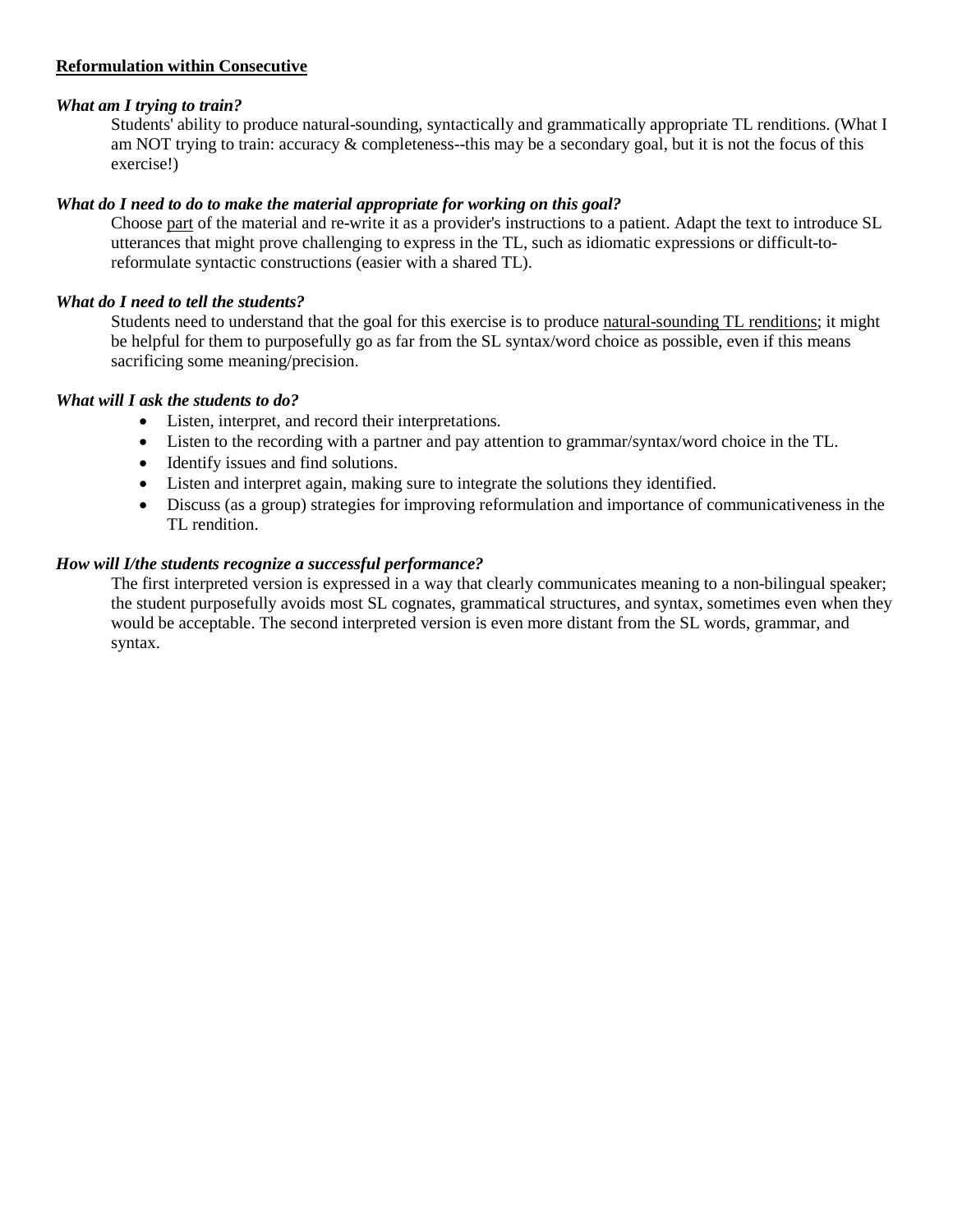**<u>Reformulation within Consecutive</u>**

***What am I trying to train?***

Students' ability to produce natural-sounding, syntactically and grammatically appropriate TL renditions. (What I am NOT trying to train: accuracy & completeness--this may be a secondary goal, but it is not the focus of this exercise!)

***What do I need to do to make the material appropriate for working on this goal?***

Choose <u>part</u> of the material and re-write it as a provider's instructions to a patient. Adapt the text to introduce SL utterances that might prove challenging to express in the TL, such as idiomatic expressions or difficult-to-reformulate syntactic constructions (easier with a shared TL).

***What do I need to tell the students?***

Students need to understand that the goal for this exercise is to produce <u>natural-sounding TL renditions</u>; it might be helpful for them to purposefully go as far from the SL syntax/word choice as possible, even if this means sacrificing some meaning/precision.

***What will I ask the students to do?***

- Listen, interpret, and record their interpretations.
- Listen to the recording with a partner and pay attention to grammar/syntax/word choice in the TL.
- Identify issues and find solutions.
- Listen and interpret again, making sure to integrate the solutions they identified.
- Discuss (as a group) strategies for improving reformulation and importance of communicativeness in the TL rendition.

***How will I/the students recognize a successful performance?***

The first interpreted version is expressed in a way that clearly communicates meaning to a non-bilingual speaker; the student purposefully avoids most SL cognates, grammatical structures, and syntax, sometimes even when they would be acceptable. The second interpreted version is even more distant from the SL words, grammar, and syntax.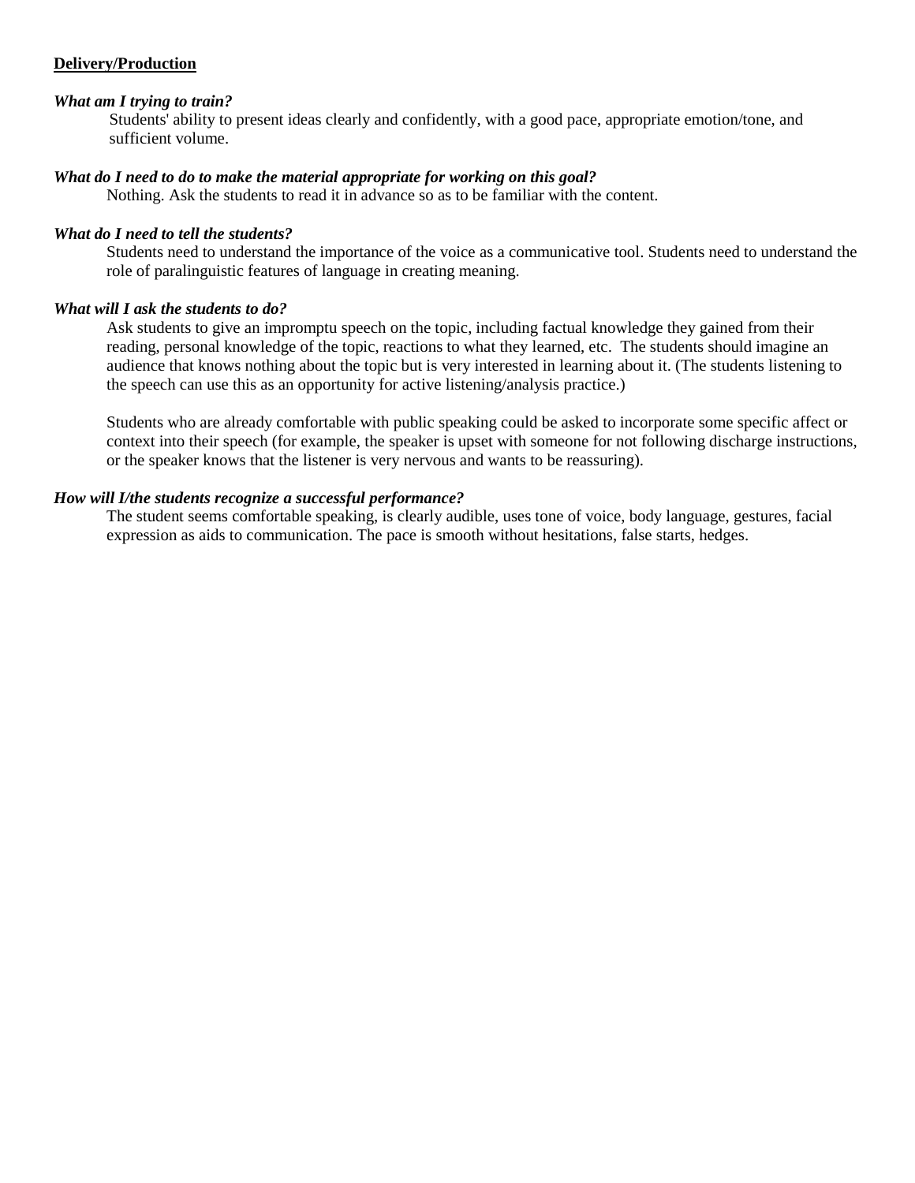**Delivery/Production**

***What am I trying to train?***

Students' ability to present ideas clearly and confidently, with a good pace, appropriate emotion/tone, and sufficient volume.

***What do I need to do to make the material appropriate for working on this goal?***

Nothing. Ask the students to read it in advance so as to be familiar with the content.

***What do I need to tell the students?***

Students need to understand the importance of the voice as a communicative tool. Students need to understand the role of paralinguistic features of language in creating meaning.

***What will I ask the students to do?***

Ask students to give an impromptu speech on the topic, including factual knowledge they gained from their reading, personal knowledge of the topic, reactions to what they learned, etc. The students should imagine an audience that knows nothing about the topic but is very interested in learning about it. (The students listening to the speech can use this as an opportunity for active listening/analysis practice.)

Students who are already comfortable with public speaking could be asked to incorporate some specific affect or context into their speech (for example, the speaker is upset with someone for not following discharge instructions, or the speaker knows that the listener is very nervous and wants to be reassuring).

***How will I/the students recognize a successful performance?***

The student seems comfortable speaking, is clearly audible, uses tone of voice, body language, gestures, facial expression as aids to communication. The pace is smooth without hesitations, false starts, hedges.